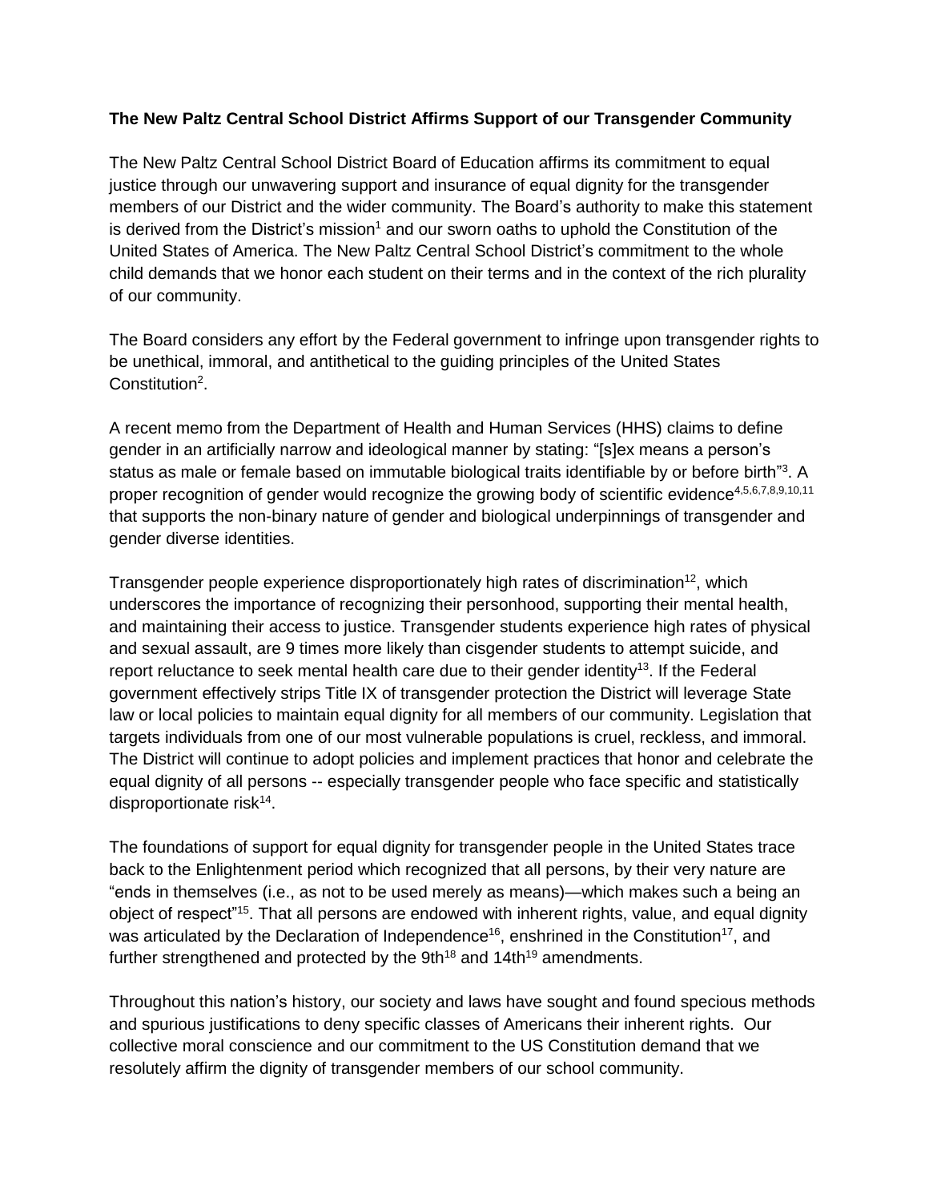**The New Paltz Central School District Affirms Support of our Transgender Community**

The New Paltz Central School District Board of Education affirms its commitment to equal justice through our unwavering support and insurance of equal dignity for the transgender members of our District and the wider community. The Board's authority to make this statement is derived from the District's mission[1] and our sworn oaths to uphold the Constitution of the United States of America. The New Paltz Central School District's commitment to the whole child demands that we honor each student on their terms and in the context of the rich plurality of our community.

The Board considers any effort by the Federal government to infringe upon transgender rights to be unethical, immoral, and antithetical to the guiding principles of the United States Constitution[2].

A recent memo from the Department of Health and Human Services (HHS) claims to define gender in an artificially narrow and ideological manner by stating: "[s]ex means a person's status as male or female based on immutable biological traits identifiable by or before birth"[3]. A proper recognition of gender would recognize the growing body of scientific evidence[4,5,6,7,8,9,10,11] that supports the non-binary nature of gender and biological underpinnings of transgender and gender diverse identities.

Transgender people experience disproportionately high rates of discrimination[12], which underscores the importance of recognizing their personhood, supporting their mental health, and maintaining their access to justice. Transgender students experience high rates of physical and sexual assault, are 9 times more likely than cisgender students to attempt suicide, and report reluctance to seek mental health care due to their gender identity[13]. If the Federal government effectively strips Title IX of transgender protection the District will leverage State law or local policies to maintain equal dignity for all members of our community. Legislation that targets individuals from one of our most vulnerable populations is cruel, reckless, and immoral. The District will continue to adopt policies and implement practices that honor and celebrate the equal dignity of all persons -- especially transgender people who face specific and statistically disproportionate risk[14].

The foundations of support for equal dignity for transgender people in the United States trace back to the Enlightenment period which recognized that all persons, by their very nature are "ends in themselves (i.e., as not to be used merely as means)—which makes such a being an object of respect"[15]. That all persons are endowed with inherent rights, value, and equal dignity was articulated by the Declaration of Independence[16], enshrined in the Constitution[17], and further strengthened and protected by the 9th[18] and 14th[19] amendments.

Throughout this nation's history, our society and laws have sought and found specious methods and spurious justifications to deny specific classes of Americans their inherent rights. Our collective moral conscience and our commitment to the US Constitution demand that we resolutely affirm the dignity of transgender members of our school community.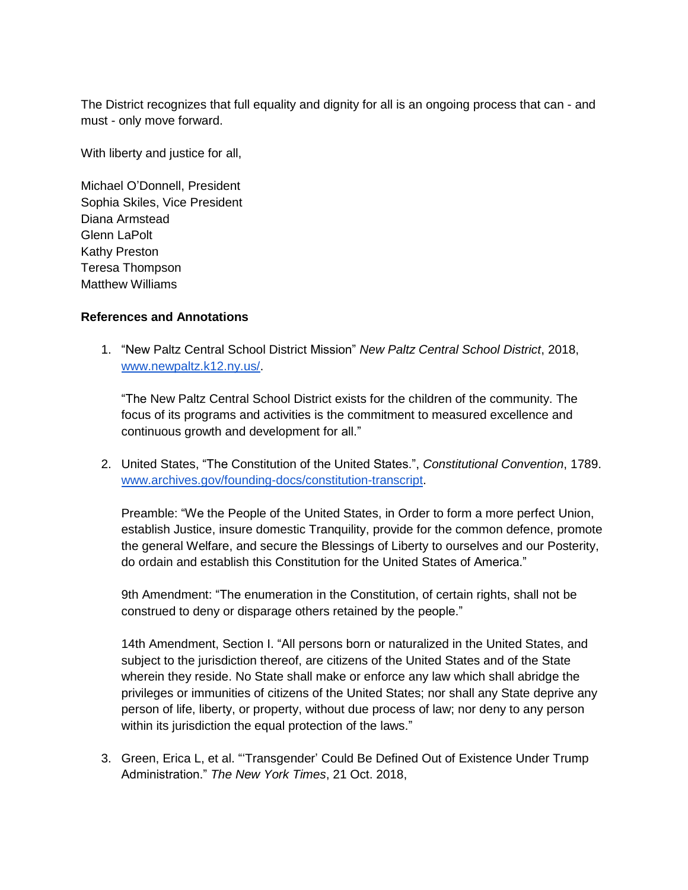The District recognizes that full equality and dignity for all is an ongoing process that can - and must - only move forward.

With liberty and justice for all,

Michael O'Donnell, President
Sophia Skiles, Vice President
Diana Armstead
Glenn LaPolt
Kathy Preston
Teresa Thompson
Matthew Williams

**References and Annotations**

1. "New Paltz Central School District Mission" *New Paltz Central School District*, 2018, www.newpaltz.k12.ny.us/.

   "The New Paltz Central School District exists for the children of the community. The focus of its programs and activities is the commitment to measured excellence and continuous growth and development for all."

2. United States, "The Constitution of the United States.", *Constitutional Convention*, 1789. www.archives.gov/founding-docs/constitution-transcript.

   Preamble: "We the People of the United States, in Order to form a more perfect Union, establish Justice, insure domestic Tranquility, provide for the common defence, promote the general Welfare, and secure the Blessings of Liberty to ourselves and our Posterity, do ordain and establish this Constitution for the United States of America."

   9th Amendment: "The enumeration in the Constitution, of certain rights, shall not be construed to deny or disparage others retained by the people."

   14th Amendment, Section I. "All persons born or naturalized in the United States, and subject to the jurisdiction thereof, are citizens of the United States and of the State wherein they reside. No State shall make or enforce any law which shall abridge the privileges or immunities of citizens of the United States; nor shall any State deprive any person of life, liberty, or property, without due process of law; nor deny to any person within its jurisdiction the equal protection of the laws."

3. Green, Erica L, et al. "'Transgender' Could Be Defined Out of Existence Under Trump Administration." *The New York Times*, 21 Oct. 2018,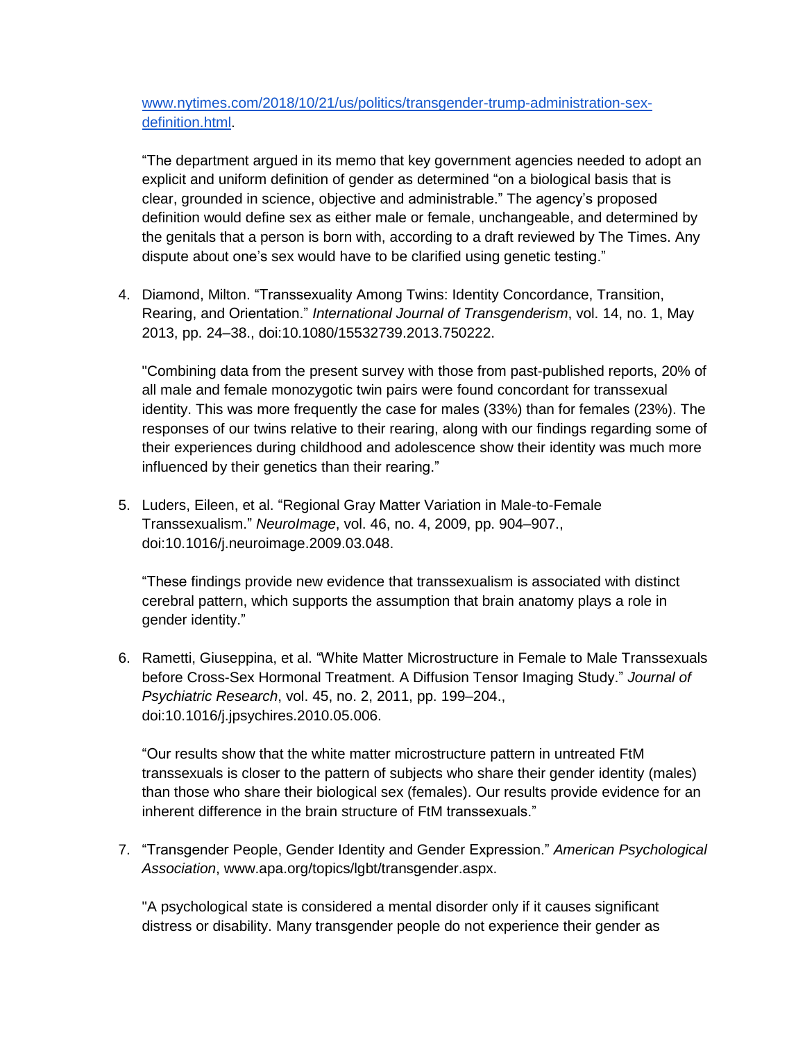[www.nytimes.com/2018/10/21/us/politics/transgender-trump-administration-sex-definition.html](www.nytimes.com/2018/10/21/us/politics/transgender-trump-administration-sex-definition.html).

"The department argued in its memo that key government agencies needed to adopt an explicit and uniform definition of gender as determined "on a biological basis that is clear, grounded in science, objective and administrable." The agency's proposed definition would define sex as either male or female, unchangeable, and determined by the genitals that a person is born with, according to a draft reviewed by The Times. Any dispute about one's sex would have to be clarified using genetic testing."

4. Diamond, Milton. "Transsexuality Among Twins: Identity Concordance, Transition, Rearing, and Orientation." *International Journal of Transgenderism*, vol. 14, no. 1, May 2013, pp. 24–38., doi:10.1080/15532739.2013.750222.

   "Combining data from the present survey with those from past-published reports, 20% of all male and female monozygotic twin pairs were found concordant for transsexual identity. This was more frequently the case for males (33%) than for females (23%). The responses of our twins relative to their rearing, along with our findings regarding some of their experiences during childhood and adolescence show their identity was much more influenced by their genetics than their rearing."

5. Luders, Eileen, et al. "Regional Gray Matter Variation in Male-to-Female Transsexualism." *NeuroImage*, vol. 46, no. 4, 2009, pp. 904–907., doi:10.1016/j.neuroimage.2009.03.048.

   "These findings provide new evidence that transsexualism is associated with distinct cerebral pattern, which supports the assumption that brain anatomy plays a role in gender identity."

6. Rametti, Giuseppina, et al. "White Matter Microstructure in Female to Male Transsexuals before Cross-Sex Hormonal Treatment. A Diffusion Tensor Imaging Study." *Journal of Psychiatric Research*, vol. 45, no. 2, 2011, pp. 199–204., doi:10.1016/j.jpsychires.2010.05.006.

   "Our results show that the white matter microstructure pattern in untreated FtM transsexuals is closer to the pattern of subjects who share their gender identity (males) than those who share their biological sex (females). Our results provide evidence for an inherent difference in the brain structure of FtM transsexuals."

7. "Transgender People, Gender Identity and Gender Expression." *American Psychological Association*, www.apa.org/topics/lgbt/transgender.aspx.

   "A psychological state is considered a mental disorder only if it causes significant distress or disability. Many transgender people do not experience their gender as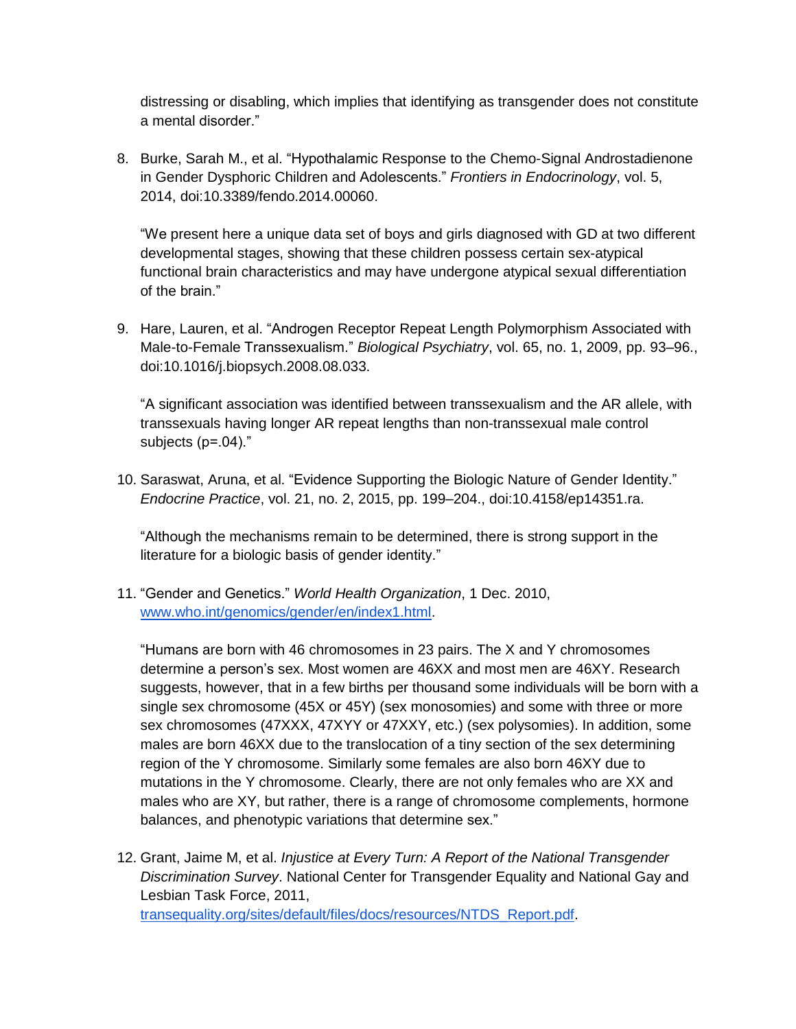distressing or disabling, which implies that identifying as transgender does not constitute a mental disorder."

8. Burke, Sarah M., et al. "Hypothalamic Response to the Chemo-Signal Androstadienone in Gender Dysphoric Children and Adolescents." *Frontiers in Endocrinology*, vol. 5, 2014, doi:10.3389/fendo.2014.00060.

   "We present here a unique data set of boys and girls diagnosed with GD at two different developmental stages, showing that these children possess certain sex-atypical functional brain characteristics and may have undergone atypical sexual differentiation of the brain."

9. Hare, Lauren, et al. "Androgen Receptor Repeat Length Polymorphism Associated with Male-to-Female Transsexualism." *Biological Psychiatry*, vol. 65, no. 1, 2009, pp. 93–96., doi:10.1016/j.biopsych.2008.08.033.

   "A significant association was identified between transsexualism and the AR allele, with transsexuals having longer AR repeat lengths than non-transsexual male control subjects ($p=.04$)."

10. Saraswat, Aruna, et al. "Evidence Supporting the Biologic Nature of Gender Identity." *Endocrine Practice*, vol. 21, no. 2, 2015, pp. 199–204., doi:10.4158/ep14351.ra.

    "Although the mechanisms remain to be determined, there is strong support in the literature for a biologic basis of gender identity."

11. "Gender and Genetics." *World Health Organization*, 1 Dec. 2010, [www.who.int/genomics/gender/en/index1.html](www.who.int/genomics/gender/en/index1.html).

    "Humans are born with 46 chromosomes in 23 pairs. The X and Y chromosomes determine a person's sex. Most women are 46XX and most men are 46XY. Research suggests, however, that in a few births per thousand some individuals will be born with a single sex chromosome (45X or 45Y) (sex monosomies) and some with three or more sex chromosomes (47XXX, 47XYY or 47XXY, etc.) (sex polysomies). In addition, some males are born 46XX due to the translocation of a tiny section of the sex determining region of the Y chromosome. Similarly some females are also born 46XY due to mutations in the Y chromosome. Clearly, there are not only females who are XX and males who are XY, but rather, there is a range of chromosome complements, hormone balances, and phenotypic variations that determine sex."

12. Grant, Jaime M, et al. *Injustice at Every Turn: A Report of the National Transgender Discrimination Survey*. National Center for Transgender Equality and National Gay and Lesbian Task Force, 2011, [transequality.org/sites/default/files/docs/resources/NTDS_Report.pdf](transequality.org/sites/default/files/docs/resources/NTDS_Report.pdf).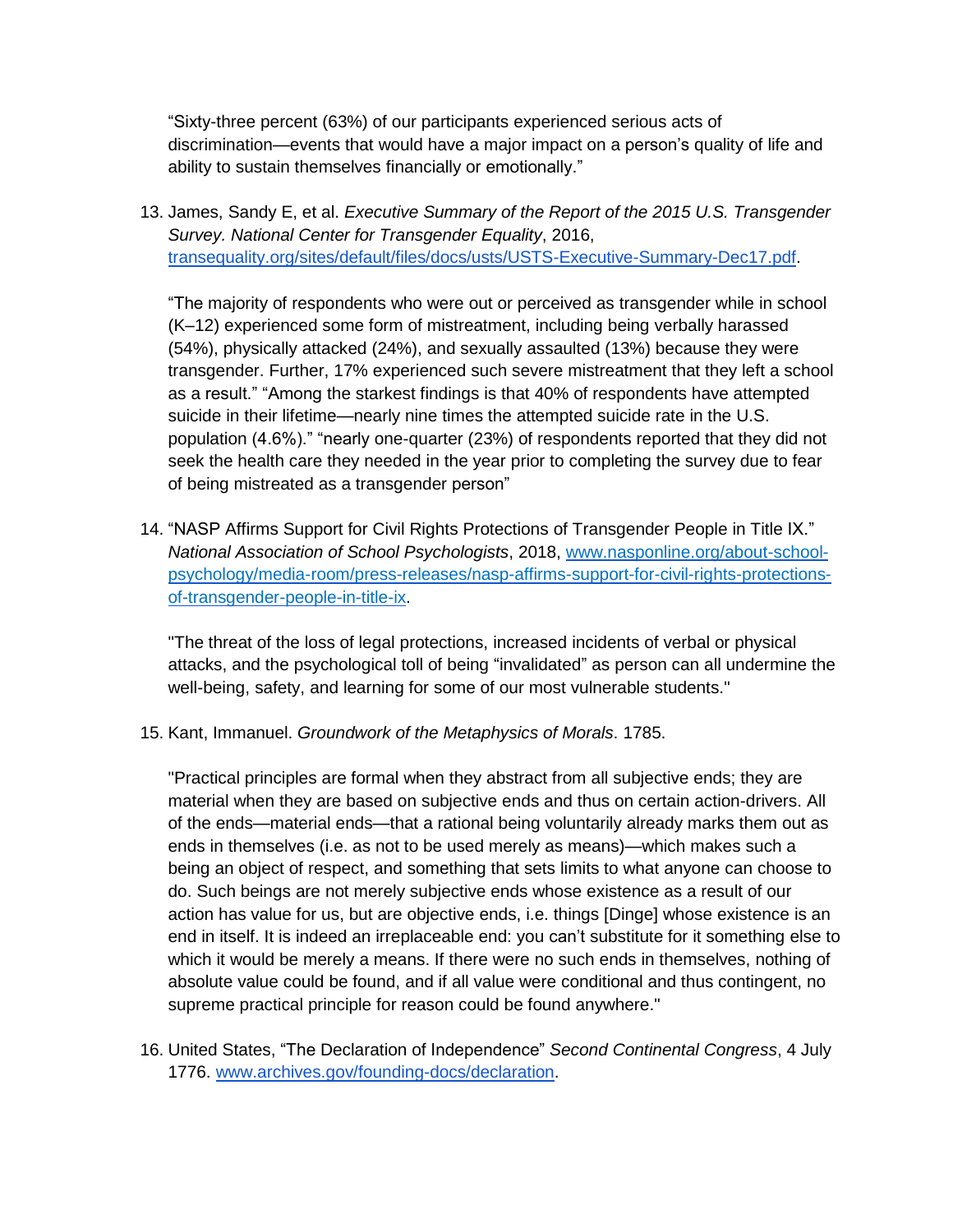"Sixty-three percent (63%) of our participants experienced serious acts of discrimination—events that would have a major impact on a person's quality of life and ability to sustain themselves financially or emotionally."

13. James, Sandy E, et al. *Executive Summary of the Report of the 2015 U.S. Transgender Survey. National Center for Transgender Equality*, 2016, [transequality.org/sites/default/files/docs/usts/USTS-Executive-Summary-Dec17.pdf](transequality.org/sites/default/files/docs/usts/USTS-Executive-Summary-Dec17.pdf).

    "The majority of respondents who were out or perceived as transgender while in school (K–12) experienced some form of mistreatment, including being verbally harassed (54%), physically attacked (24%), and sexually assaulted (13%) because they were transgender. Further, 17% experienced such severe mistreatment that they left a school as a result." "Among the starkest findings is that 40% of respondents have attempted suicide in their lifetime—nearly nine times the attempted suicide rate in the U.S. population (4.6%)." "nearly one-quarter (23%) of respondents reported that they did not seek the health care they needed in the year prior to completing the survey due to fear of being mistreated as a transgender person"

14. "NASP Affirms Support for Civil Rights Protections of Transgender People in Title IX." *National Association of School Psychologists*, 2018, [www.nasponline.org/about-school-psychology/media-room/press-releases/nasp-affirms-support-for-civil-rights-protections-of-transgender-people-in-title-ix](www.nasponline.org/about-school-psychology/media-room/press-releases/nasp-affirms-support-for-civil-rights-protections-of-transgender-people-in-title-ix).

    "The threat of the loss of legal protections, increased incidents of verbal or physical attacks, and the psychological toll of being "invalidated" as person can all undermine the well-being, safety, and learning for some of our most vulnerable students."

15. Kant, Immanuel. *Groundwork of the Metaphysics of Morals*. 1785.

    "Practical principles are formal when they abstract from all subjective ends; they are material when they are based on subjective ends and thus on certain action-drivers. All of the ends—material ends—that a rational being voluntarily already marks them out as ends in themselves (i.e. as not to be used merely as means)—which makes such a being an object of respect, and something that sets limits to what anyone can choose to do. Such beings are not merely subjective ends whose existence as a result of our action has value for us, but are objective ends, i.e. things [Dinge] whose existence is an end in itself. It is indeed an irreplaceable end: you can't substitute for it something else to which it would be merely a means. If there were no such ends in themselves, nothing of absolute value could be found, and if all value were conditional and thus contingent, no supreme practical principle for reason could be found anywhere."

16. United States, "The Declaration of Independence" *Second Continental Congress*, 4 July 1776. [www.archives.gov/founding-docs/declaration](www.archives.gov/founding-docs/declaration).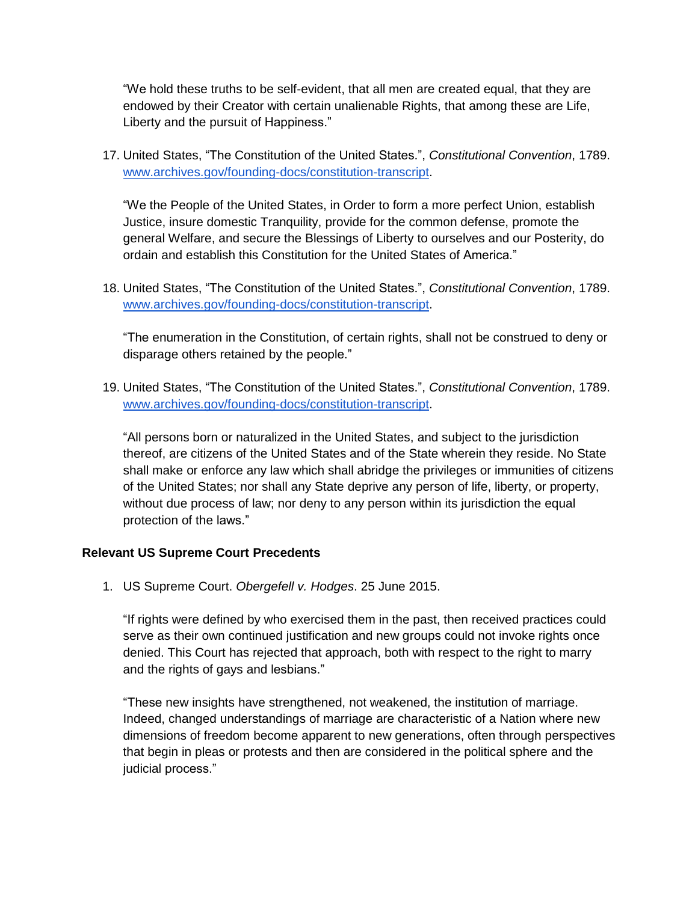"We hold these truths to be self-evident, that all men are created equal, that they are endowed by their Creator with certain unalienable Rights, that among these are Life, Liberty and the pursuit of Happiness."

17. United States, "The Constitution of the United States.", *Constitutional Convention*, 1789. www.archives.gov/founding-docs/constitution-transcript.

    "We the People of the United States, in Order to form a more perfect Union, establish Justice, insure domestic Tranquility, provide for the common defense, promote the general Welfare, and secure the Blessings of Liberty to ourselves and our Posterity, do ordain and establish this Constitution for the United States of America."

18. United States, "The Constitution of the United States.", *Constitutional Convention*, 1789. www.archives.gov/founding-docs/constitution-transcript.

    "The enumeration in the Constitution, of certain rights, shall not be construed to deny or disparage others retained by the people."

19. United States, "The Constitution of the United States.", *Constitutional Convention*, 1789. www.archives.gov/founding-docs/constitution-transcript.

    "All persons born or naturalized in the United States, and subject to the jurisdiction thereof, are citizens of the United States and of the State wherein they reside. No State shall make or enforce any law which shall abridge the privileges or immunities of citizens of the United States; nor shall any State deprive any person of life, liberty, or property, without due process of law; nor deny to any person within its jurisdiction the equal protection of the laws."

**Relevant US Supreme Court Precedents**

1. US Supreme Court. *Obergefell v. Hodges*. 25 June 2015.

   "If rights were defined by who exercised them in the past, then received practices could serve as their own continued justification and new groups could not invoke rights once denied. This Court has rejected that approach, both with respect to the right to marry and the rights of gays and lesbians."

   "These new insights have strengthened, not weakened, the institution of marriage. Indeed, changed understandings of marriage are characteristic of a Nation where new dimensions of freedom become apparent to new generations, often through perspectives that begin in pleas or protests and then are considered in the political sphere and the judicial process."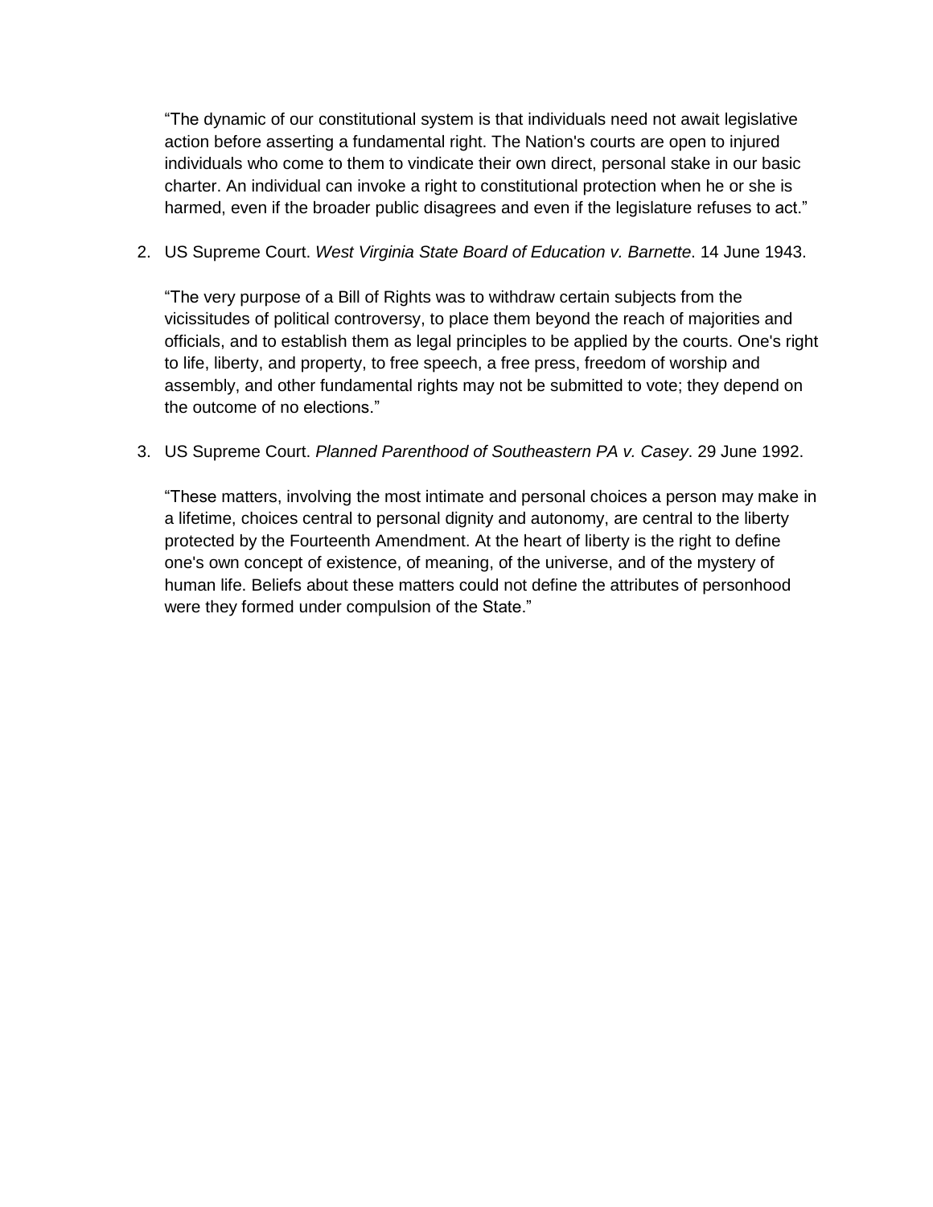"The dynamic of our constitutional system is that individuals need not await legislative action before asserting a fundamental right. The Nation's courts are open to injured individuals who come to them to vindicate their own direct, personal stake in our basic charter. An individual can invoke a right to constitutional protection when he or she is harmed, even if the broader public disagrees and even if the legislature refuses to act."

2. US Supreme Court. *West Virginia State Board of Education v. Barnette*. 14 June 1943.

   "The very purpose of a Bill of Rights was to withdraw certain subjects from the vicissitudes of political controversy, to place them beyond the reach of majorities and officials, and to establish them as legal principles to be applied by the courts. One's right to life, liberty, and property, to free speech, a free press, freedom of worship and assembly, and other fundamental rights may not be submitted to vote; they depend on the outcome of no elections."

3. US Supreme Court. *Planned Parenthood of Southeastern PA v. Casey*. 29 June 1992.

   "These matters, involving the most intimate and personal choices a person may make in a lifetime, choices central to personal dignity and autonomy, are central to the liberty protected by the Fourteenth Amendment. At the heart of liberty is the right to define one's own concept of existence, of meaning, of the universe, and of the mystery of human life. Beliefs about these matters could not define the attributes of personhood were they formed under compulsion of the State."